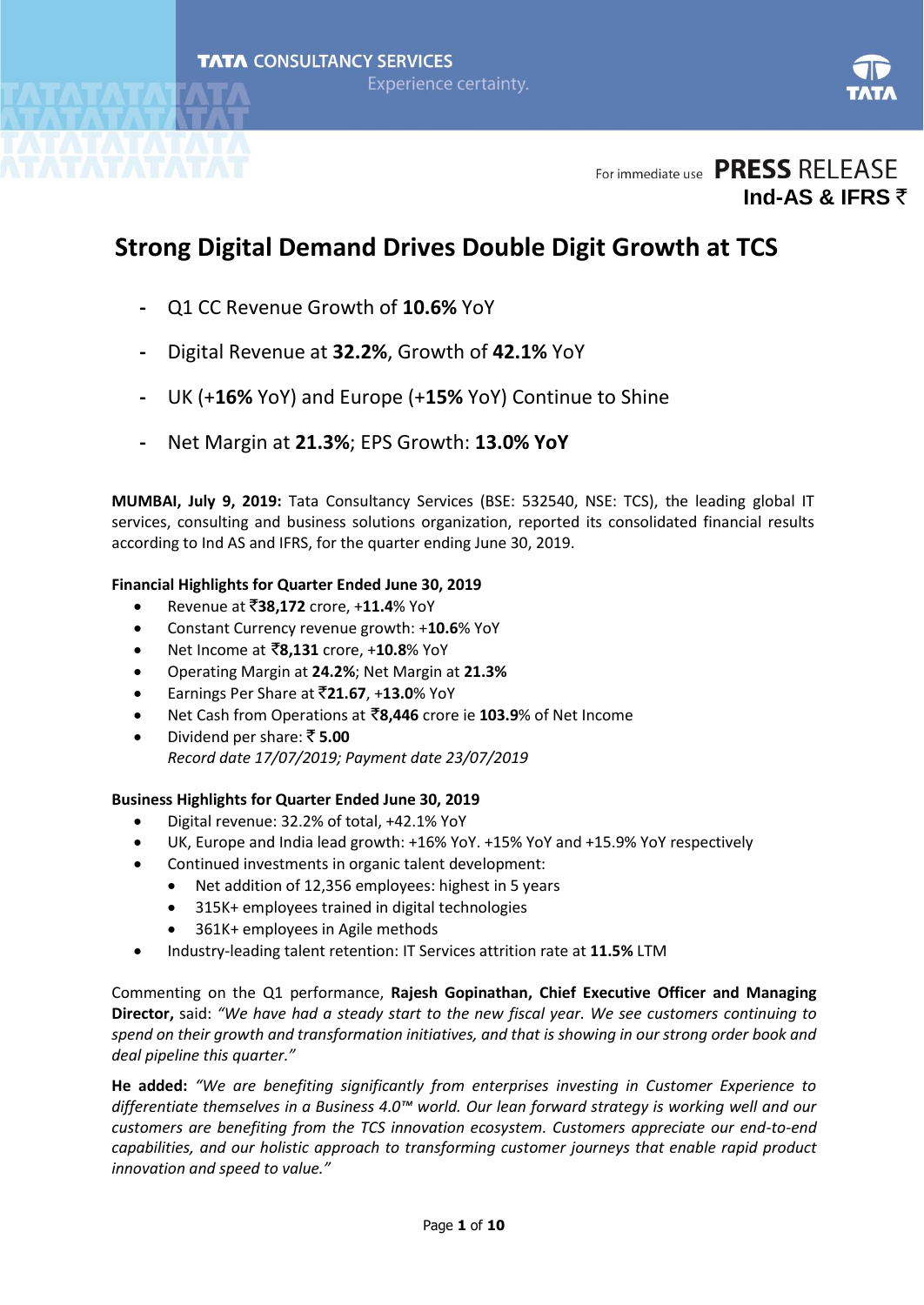TATA CONSULTANCY SERVICES
Experience certainty.

For immediate use **PRESS** RELEASE
**Ind-AS & IFRS ₹**

# Strong Digital Demand Drives Double Digit Growth at TCS

- Q1 CC Revenue Growth of **10.6%** YoY
- Digital Revenue at **32.2%**, Growth of **42.1%** YoY
- UK (+**16%** YoY) and Europe (+**15%** YoY) Continue to Shine
- Net Margin at **21.3%**; EPS Growth: **13.0% YoY**

**MUMBAI, July 9, 2019:** Tata Consultancy Services (BSE: 532540, NSE: TCS), the leading global IT services, consulting and business solutions organization, reported its consolidated financial results according to Ind AS and IFRS, for the quarter ending June 30, 2019.

**Financial Highlights for Quarter Ended June 30, 2019**

- Revenue at ₹**38,172** crore, +**11.4**% YoY
- Constant Currency revenue growth: +**10.6**% YoY
- Net Income at ₹**8,131** crore, +**10.8**% YoY
- Operating Margin at **24.2%**; Net Margin at **21.3%**
- Earnings Per Share at ₹**21.67**, +**13.0**% YoY
- Net Cash from Operations at ₹**8,446** crore ie **103.9**% of Net Income
- Dividend per share: ₹ **5.00**
  *Record date 17/07/2019; Payment date 23/07/2019*

**Business Highlights for Quarter Ended June 30, 2019**

- Digital revenue: 32.2% of total, +42.1% YoY
- UK, Europe and India lead growth: +16% YoY. +15% YoY and +15.9% YoY respectively
- Continued investments in organic talent development:
  - Net addition of 12,356 employees: highest in 5 years
  - 315K+ employees trained in digital technologies
  - 361K+ employees in Agile methods
- Industry-leading talent retention: IT Services attrition rate at **11.5%** LTM

Commenting on the Q1 performance, **Rajesh Gopinathan, Chief Executive Officer and Managing Director,** said: *"We have had a steady start to the new fiscal year. We see customers continuing to spend on their growth and transformation initiatives, and that is showing in our strong order book and deal pipeline this quarter."*

**He added:** *"We are benefiting significantly from enterprises investing in Customer Experience to differentiate themselves in a Business 4.0™ world. Our lean forward strategy is working well and our customers are benefiting from the TCS innovation ecosystem. Customers appreciate our end-to-end capabilities, and our holistic approach to transforming customer journeys that enable rapid product innovation and speed to value."*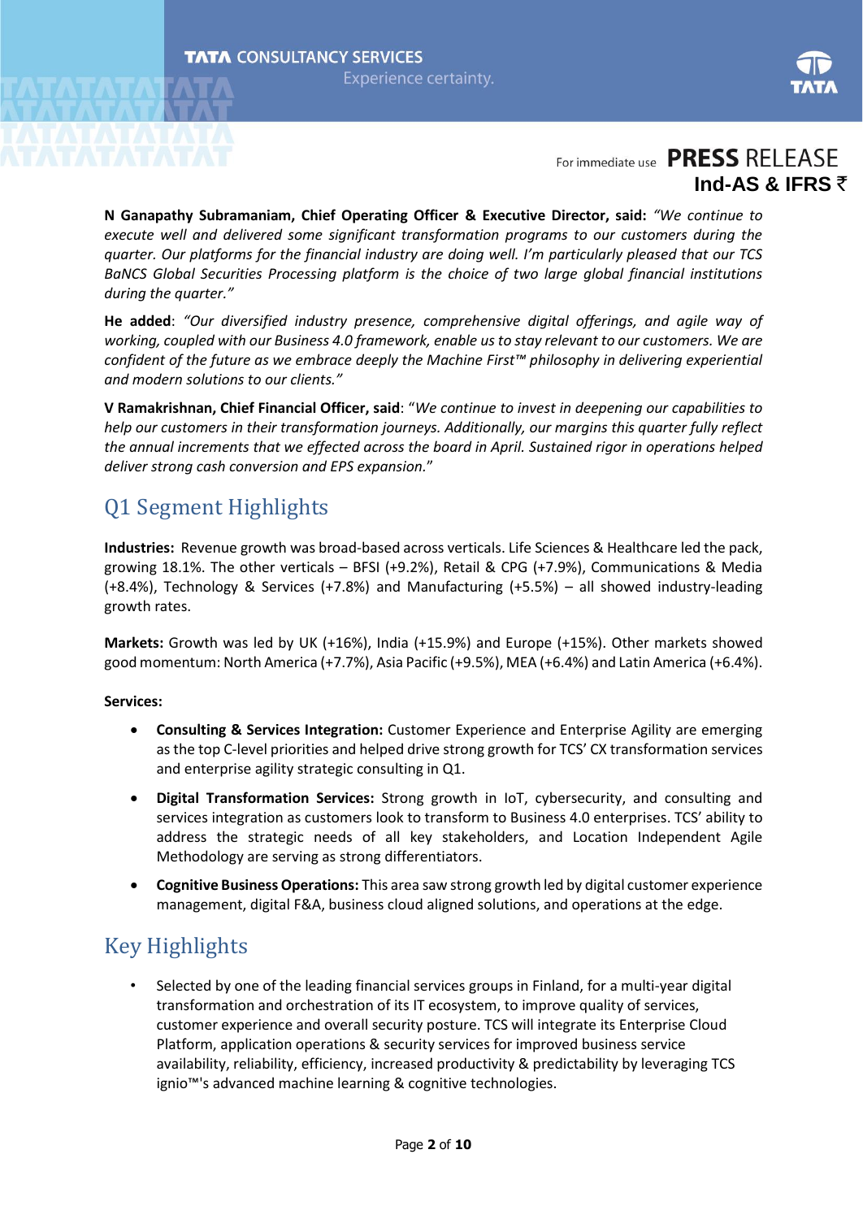**N Ganapathy Subramaniam, Chief Operating Officer & Executive Director, said:** *"We continue to execute well and delivered some significant transformation programs to our customers during the quarter. Our platforms for the financial industry are doing well. I'm particularly pleased that our TCS BaNCS Global Securities Processing platform is the choice of two large global financial institutions during the quarter."*

**He added**: *"Our diversified industry presence, comprehensive digital offerings, and agile way of working, coupled with our Business 4.0 framework, enable us to stay relevant to our customers. We are confident of the future as we embrace deeply the Machine First™ philosophy in delivering experiential and modern solutions to our clients."*

**V Ramakrishnan, Chief Financial Officer, said**: "*We continue to invest in deepening our capabilities to help our customers in their transformation journeys. Additionally, our margins this quarter fully reflect the annual increments that we effected across the board in April. Sustained rigor in operations helped deliver strong cash conversion and EPS expansion.*"

## Q1 Segment Highlights

**Industries:** Revenue growth was broad-based across verticals. Life Sciences & Healthcare led the pack, growing 18.1%. The other verticals – BFSI (+9.2%), Retail & CPG (+7.9%), Communications & Media (+8.4%), Technology & Services (+7.8%) and Manufacturing (+5.5%) – all showed industry-leading growth rates.

**Markets:** Growth was led by UK (+16%), India (+15.9%) and Europe (+15%). Other markets showed good momentum: North America (+7.7%), Asia Pacific (+9.5%), MEA (+6.4%) and Latin America (+6.4%).

**Services:**

- **Consulting & Services Integration:** Customer Experience and Enterprise Agility are emerging as the top C-level priorities and helped drive strong growth for TCS' CX transformation services and enterprise agility strategic consulting in Q1.
- **Digital Transformation Services:** Strong growth in IoT, cybersecurity, and consulting and services integration as customers look to transform to Business 4.0 enterprises. TCS' ability to address the strategic needs of all key stakeholders, and Location Independent Agile Methodology are serving as strong differentiators.
- **Cognitive Business Operations:** This area saw strong growth led by digital customer experience management, digital F&A, business cloud aligned solutions, and operations at the edge.

## Key Highlights

- Selected by one of the leading financial services groups in Finland, for a multi-year digital transformation and orchestration of its IT ecosystem, to improve quality of services, customer experience and overall security posture. TCS will integrate its Enterprise Cloud Platform, application operations & security services for improved business service availability, reliability, efficiency, increased productivity & predictability by leveraging TCS ignio™'s advanced machine learning & cognitive technologies.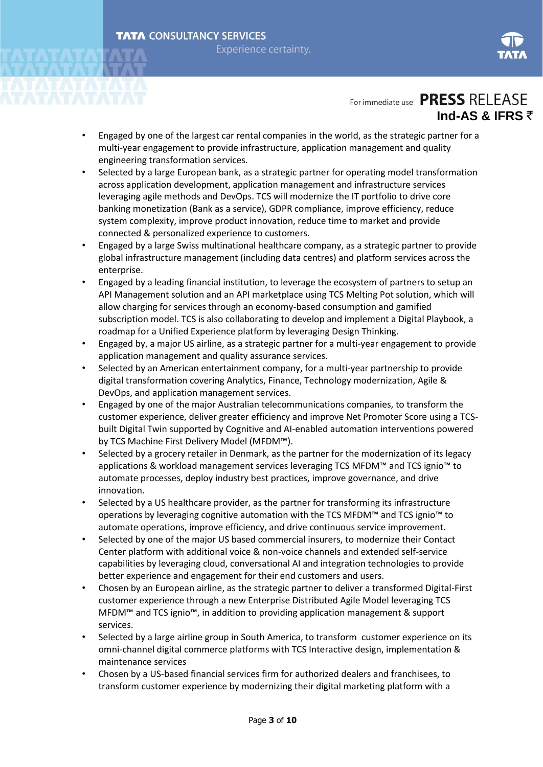- Engaged by one of the largest car rental companies in the world, as the strategic partner for a multi-year engagement to provide infrastructure, application management and quality engineering transformation services.
- Selected by a large European bank, as a strategic partner for operating model transformation across application development, application management and infrastructure services leveraging agile methods and DevOps. TCS will modernize the IT portfolio to drive core banking monetization (Bank as a service), GDPR compliance, improve efficiency, reduce system complexity, improve product innovation, reduce time to market and provide connected & personalized experience to customers.
- Engaged by a large Swiss multinational healthcare company, as a strategic partner to provide global infrastructure management (including data centres) and platform services across the enterprise.
- Engaged by a leading financial institution, to leverage the ecosystem of partners to setup an API Management solution and an API marketplace using TCS Melting Pot solution, which will allow charging for services through an economy-based consumption and gamified subscription model. TCS is also collaborating to develop and implement a Digital Playbook, a roadmap for a Unified Experience platform by leveraging Design Thinking.
- Engaged by, a major US airline, as a strategic partner for a multi-year engagement to provide application management and quality assurance services.
- Selected by an American entertainment company, for a multi-year partnership to provide digital transformation covering Analytics, Finance, Technology modernization, Agile & DevOps, and application management services.
- Engaged by one of the major Australian telecommunications companies, to transform the customer experience, deliver greater efficiency and improve Net Promoter Score using a TCS-built Digital Twin supported by Cognitive and AI-enabled automation interventions powered by TCS Machine First Delivery Model (MFDM™).
- Selected by a grocery retailer in Denmark, as the partner for the modernization of its legacy applications & workload management services leveraging TCS MFDM™ and TCS ignio™ to automate processes, deploy industry best practices, improve governance, and drive innovation.
- Selected by a US healthcare provider, as the partner for transforming its infrastructure operations by leveraging cognitive automation with the TCS MFDM™ and TCS ignio™ to automate operations, improve efficiency, and drive continuous service improvement.
- Selected by one of the major US based commercial insurers, to modernize their Contact Center platform with additional voice & non-voice channels and extended self-service capabilities by leveraging cloud, conversational AI and integration technologies to provide better experience and engagement for their end customers and users.
- Chosen by an European airline, as the strategic partner to deliver a transformed Digital-First customer experience through a new Enterprise Distributed Agile Model leveraging TCS MFDM™ and TCS ignio™, in addition to providing application management & support services.
- Selected by a large airline group in South America, to transform customer experience on its omni-channel digital commerce platforms with TCS Interactive design, implementation & maintenance services
- Chosen by a US-based financial services firm for authorized dealers and franchisees, to transform customer experience by modernizing their digital marketing platform with a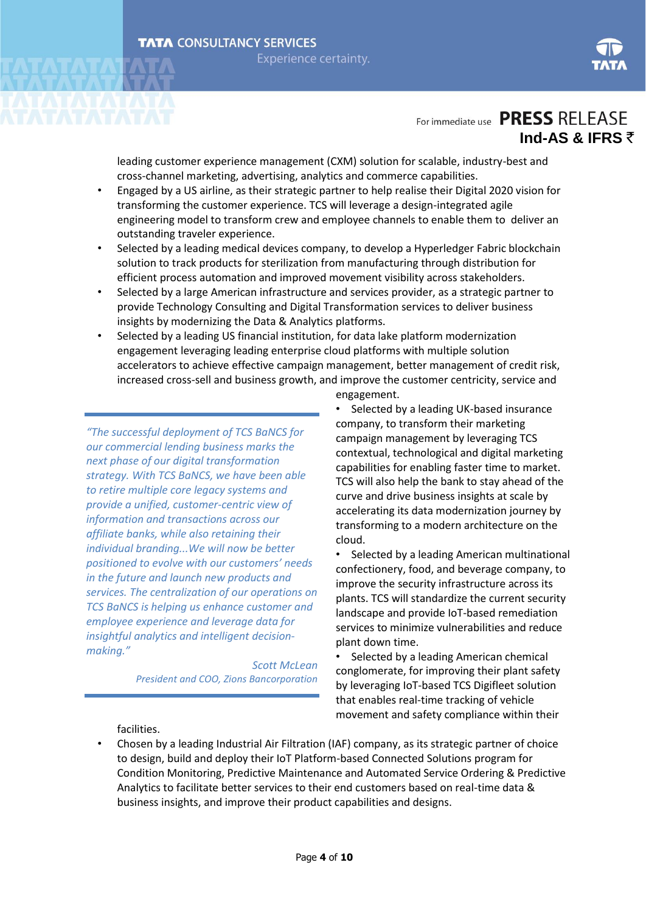leading customer experience management (CXM) solution for scalable, industry-best and cross-channel marketing, advertising, analytics and commerce capabilities.

- Engaged by a US airline, as their strategic partner to help realise their Digital 2020 vision for transforming the customer experience. TCS will leverage a design-integrated agile engineering model to transform crew and employee channels to enable them to deliver an outstanding traveler experience.
- Selected by a leading medical devices company, to develop a Hyperledger Fabric blockchain solution to track products for sterilization from manufacturing through distribution for efficient process automation and improved movement visibility across stakeholders.
- Selected by a large American infrastructure and services provider, as a strategic partner to provide Technology Consulting and Digital Transformation services to deliver business insights by modernizing the Data & Analytics platforms.
- Selected by a leading US financial institution, for data lake platform modernization engagement leveraging leading enterprise cloud platforms with multiple solution accelerators to achieve effective campaign management, better management of credit risk, increased cross-sell and business growth, and improve the customer centricity, service and engagement.
- Selected by a leading UK-based insurance company, to transform their marketing campaign management by leveraging TCS contextual, technological and digital marketing capabilities for enabling faster time to market. TCS will also help the bank to stay ahead of the curve and drive business insights at scale by accelerating its data modernization journey by transforming to a modern architecture on the cloud.
- Selected by a leading American multinational confectionery, food, and beverage company, to improve the security infrastructure across its plants. TCS will standardize the current security landscape and provide IoT-based remediation services to minimize vulnerabilities and reduce plant down time.
- Selected by a leading American chemical conglomerate, for improving their plant safety by leveraging IoT-based TCS Digifleet solution that enables real-time tracking of vehicle movement and safety compliance within their facilities.
- Chosen by a leading Industrial Air Filtration (IAF) company, as its strategic partner of choice to design, build and deploy their IoT Platform-based Connected Solutions program for Condition Monitoring, Predictive Maintenance and Automated Service Ordering & Predictive Analytics to facilitate better services to their end customers based on real-time data & business insights, and improve their product capabilities and designs.

> *"The successful deployment of TCS BaNCS for our commercial lending business marks the next phase of our digital transformation strategy. With TCS BaNCS, we have been able to retire multiple core legacy systems and provide a unified, customer-centric view of information and transactions across our affiliate banks, while also retaining their individual branding...We will now be better positioned to evolve with our customers' needs in the future and launch new products and services. The centralization of our operations on TCS BaNCS is helping us enhance customer and employee experience and leverage data for insightful analytics and intelligent decision-making."*
>
> *Scott McLean*
> *President and COO, Zions Bancorporation*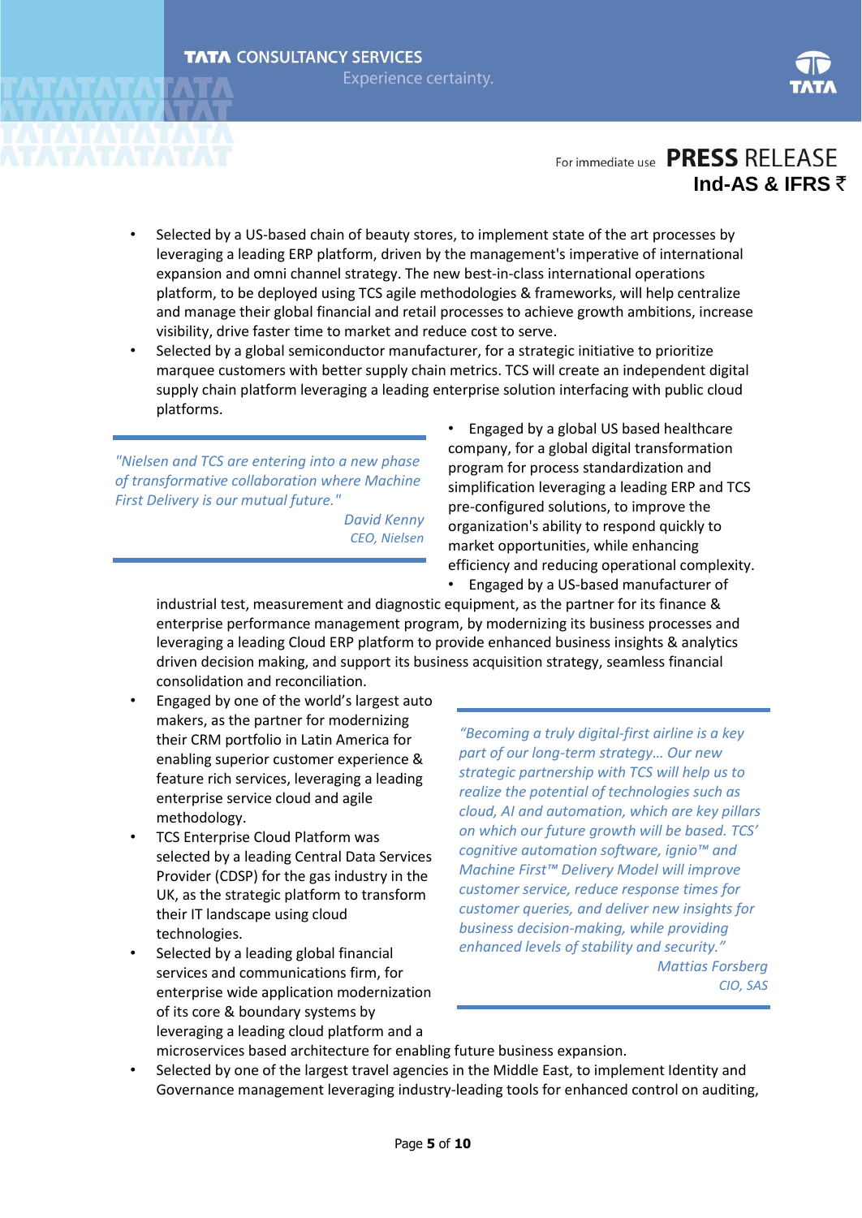- Selected by a US-based chain of beauty stores, to implement state of the art processes by leveraging a leading ERP platform, driven by the management's imperative of international expansion and omni channel strategy. The new best-in-class international operations platform, to be deployed using TCS agile methodologies & frameworks, will help centralize and manage their global financial and retail processes to achieve growth ambitions, increase visibility, drive faster time to market and reduce cost to serve.
- Selected by a global semiconductor manufacturer, for a strategic initiative to prioritize marquee customers with better supply chain metrics. TCS will create an independent digital supply chain platform leveraging a leading enterprise solution interfacing with public cloud platforms.
- Engaged by a global US based healthcare company, for a global digital transformation program for process standardization and simplification leveraging a leading ERP and TCS pre-configured solutions, to improve the organization's ability to respond quickly to market opportunities, while enhancing efficiency and reducing operational complexity.
- Engaged by a US-based manufacturer of industrial test, measurement and diagnostic equipment, as the partner for its finance & enterprise performance management program, by modernizing its business processes and leveraging a leading Cloud ERP platform to provide enhanced business insights & analytics driven decision making, and support its business acquisition strategy, seamless financial consolidation and reconciliation.
- Engaged by one of the world's largest auto makers, as the partner for modernizing their CRM portfolio in Latin America for enabling superior customer experience & feature rich services, leveraging a leading enterprise service cloud and agile methodology.
- TCS Enterprise Cloud Platform was selected by a leading Central Data Services Provider (CDSP) for the gas industry in the UK, as the strategic platform to transform their IT landscape using cloud technologies.
- Selected by a leading global financial services and communications firm, for enterprise wide application modernization of its core & boundary systems by leveraging a leading cloud platform and a microservices based architecture for enabling future business expansion.
- Selected by one of the largest travel agencies in the Middle East, to implement Identity and Governance management leveraging industry-leading tools for enhanced control on auditing,

> *"Nielsen and TCS are entering into a new phase of transformative collaboration where Machine First Delivery is our mutual future."*
>
> *David Kenny*
> *CEO, Nielsen*

> *"Becoming a truly digital-first airline is a key part of our long-term strategy… Our new strategic partnership with TCS will help us to realize the potential of technologies such as cloud, AI and automation, which are key pillars on which our future growth will be based. TCS' cognitive automation software, ignio™ and Machine First™ Delivery Model will improve customer service, reduce response times for customer queries, and deliver new insights for business decision-making, while providing enhanced levels of stability and security."*
>
> *Mattias Forsberg*
> *CIO, SAS*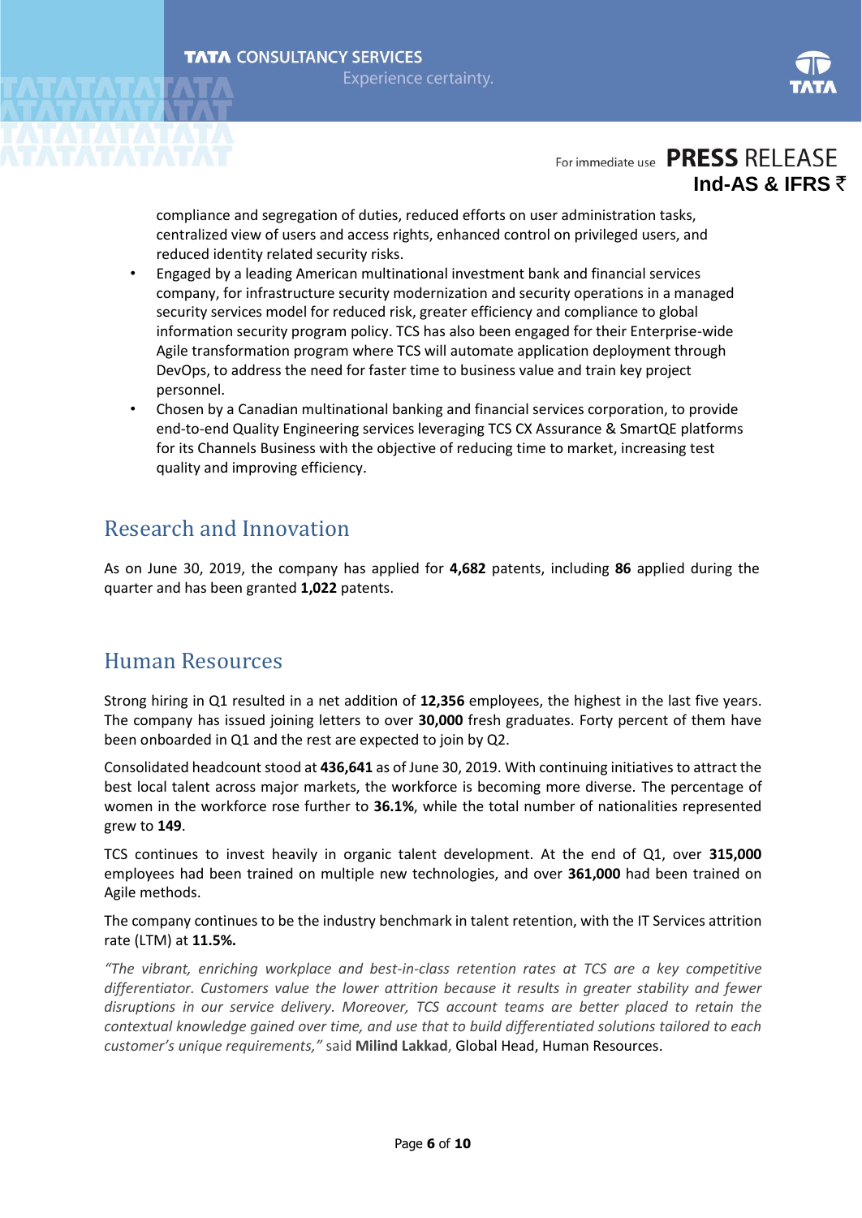compliance and segregation of duties, reduced efforts on user administration tasks, centralized view of users and access rights, enhanced control on privileged users, and reduced identity related security risks.

- Engaged by a leading American multinational investment bank and financial services company, for infrastructure security modernization and security operations in a managed security services model for reduced risk, greater efficiency and compliance to global information security program policy. TCS has also been engaged for their Enterprise-wide Agile transformation program where TCS will automate application deployment through DevOps, to address the need for faster time to business value and train key project personnel.
- Chosen by a Canadian multinational banking and financial services corporation, to provide end-to-end Quality Engineering services leveraging TCS CX Assurance & SmartQE platforms for its Channels Business with the objective of reducing time to market, increasing test quality and improving efficiency.

## Research and Innovation

As on June 30, 2019, the company has applied for **4,682** patents, including **86** applied during the quarter and has been granted **1,022** patents.

## Human Resources

Strong hiring in Q1 resulted in a net addition of **12,356** employees, the highest in the last five years. The company has issued joining letters to over **30,000** fresh graduates. Forty percent of them have been onboarded in Q1 and the rest are expected to join by Q2.

Consolidated headcount stood at **436,641** as of June 30, 2019. With continuing initiatives to attract the best local talent across major markets, the workforce is becoming more diverse. The percentage of women in the workforce rose further to **36.1%**, while the total number of nationalities represented grew to **149**.

TCS continues to invest heavily in organic talent development. At the end of Q1, over **315,000** employees had been trained on multiple new technologies, and over **361,000** had been trained on Agile methods.

The company continues to be the industry benchmark in talent retention, with the IT Services attrition rate (LTM) at **11.5%.**

*"The vibrant, enriching workplace and best-in-class retention rates at TCS are a key competitive differentiator. Customers value the lower attrition because it results in greater stability and fewer disruptions in our service delivery. Moreover, TCS account teams are better placed to retain the contextual knowledge gained over time, and use that to build differentiated solutions tailored to each customer's unique requirements,"* said **Milind Lakkad**, Global Head, Human Resources.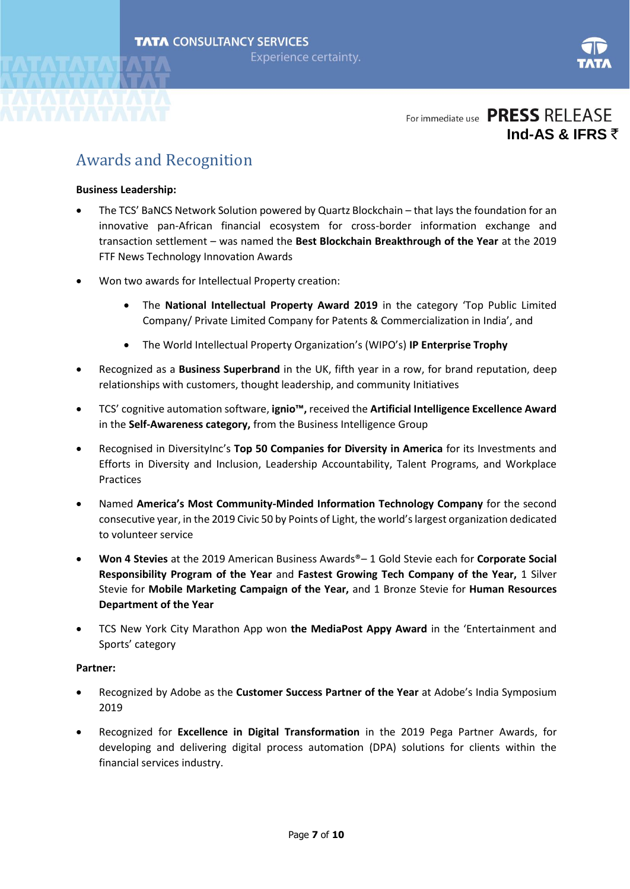## Awards and Recognition

**Business Leadership:**

- The TCS' BaNCS Network Solution powered by Quartz Blockchain – that lays the foundation for an innovative pan-African financial ecosystem for cross-border information exchange and transaction settlement – was named the **Best Blockchain Breakthrough of the Year** at the 2019 FTF News Technology Innovation Awards
- Won two awards for Intellectual Property creation:
    - The **National Intellectual Property Award 2019** in the category 'Top Public Limited Company/ Private Limited Company for Patents & Commercialization in India', and
    - The World Intellectual Property Organization's (WIPO's) **IP Enterprise Trophy**
- Recognized as a **Business Superbrand** in the UK, fifth year in a row, for brand reputation, deep relationships with customers, thought leadership, and community Initiatives
- TCS' cognitive automation software, **ignio™,** received the **Artificial Intelligence Excellence Award** in the **Self-Awareness category,** from the Business Intelligence Group
- Recognised in DiversityInc's **Top 50 Companies for Diversity in America** for its Investments and Efforts in Diversity and Inclusion, Leadership Accountability, Talent Programs, and Workplace Practices
- Named **America's Most Community-Minded Information Technology Company** for the second consecutive year, in the 2019 Civic 50 by Points of Light, the world's largest organization dedicated to volunteer service
- **Won 4 Stevies** at the 2019 American Business Awards®– 1 Gold Stevie each for **Corporate Social Responsibility Program of the Year** and **Fastest Growing Tech Company of the Year,** 1 Silver Stevie for **Mobile Marketing Campaign of the Year,** and 1 Bronze Stevie for **Human Resources Department of the Year**
- TCS New York City Marathon App won **the MediaPost Appy Award** in the 'Entertainment and Sports' category

**Partner:**

- Recognized by Adobe as the **Customer Success Partner of the Year** at Adobe's India Symposium 2019
- Recognized for **Excellence in Digital Transformation** in the 2019 Pega Partner Awards, for developing and delivering digital process automation (DPA) solutions for clients within the financial services industry.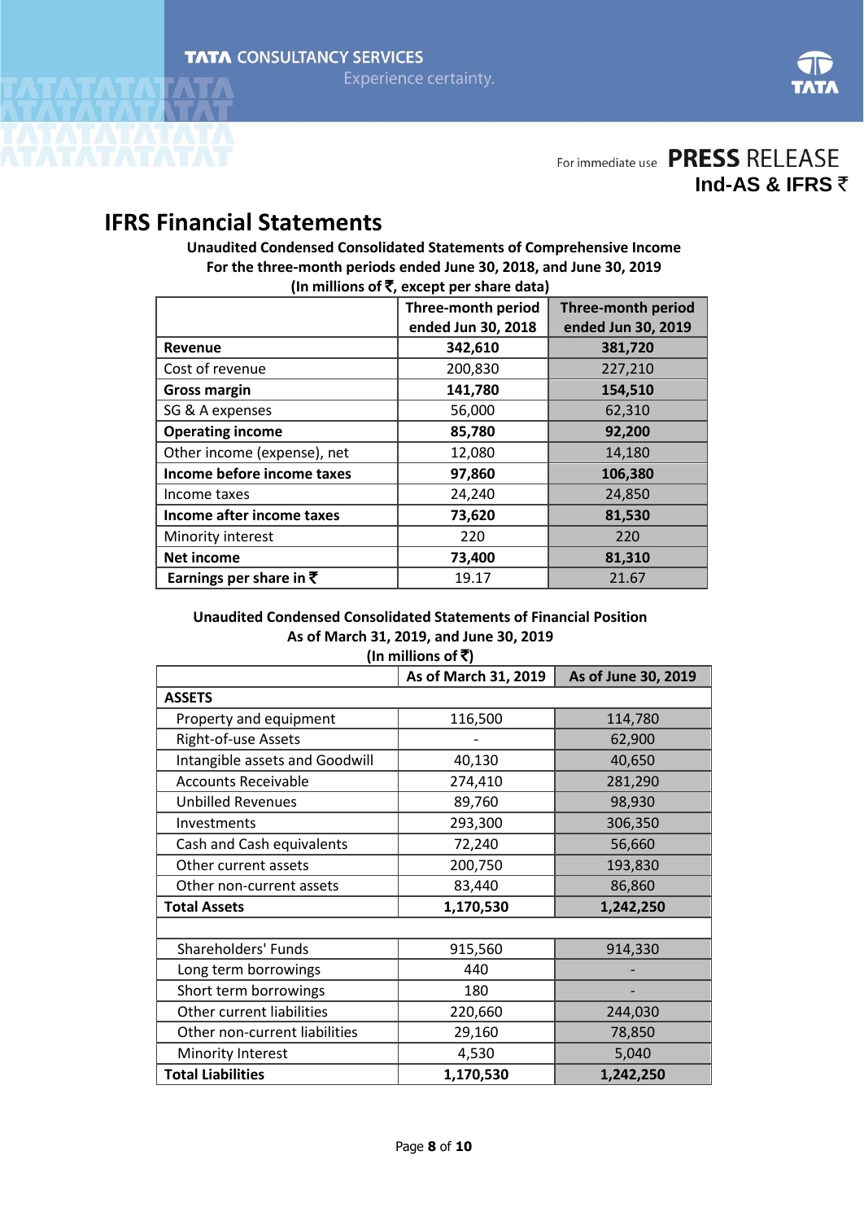For immediate use **PRESS** RELEASE

**Ind-AS & IFRS ₹**

# IFRS Financial Statements

**Unaudited Condensed Consolidated Statements of Comprehensive Income**
**For the three-month periods ended June 30, 2018, and June 30, 2019**
**(In millions of ₹, except per share data)**

| | Three-month period ended Jun 30, 2018 | Three-month period ended Jun 30, 2019 |
|---|---|---|
| **Revenue** | **342,610** | **381,720** |
| Cost of revenue | 200,830 | 227,210 |
| **Gross margin** | **141,780** | **154,510** |
| SG & A expenses | 56,000 | 62,310 |
| **Operating income** | **85,780** | **92,200** |
| Other income (expense), net | 12,080 | 14,180 |
| **Income before income taxes** | **97,860** | **106,380** |
| Income taxes | 24,240 | 24,850 |
| **Income after income taxes** | **73,620** | **81,530** |
| Minority interest | 220 | 220 |
| **Net income** | **73,400** | **81,310** |
| **Earnings per share in ₹** | 19.17 | 21.67 |

**Unaudited Condensed Consolidated Statements of Financial Position**
**As of March 31, 2019, and June 30, 2019**
**(In millions of ₹)**

| | As of March 31, 2019 | As of June 30, 2019 |
|---|---|---|
| **ASSETS** | | |
| Property and equipment | 116,500 | 114,780 |
| Right-of-use Assets | - | 62,900 |
| Intangible assets and Goodwill | 40,130 | 40,650 |
| Accounts Receivable | 274,410 | 281,290 |
| Unbilled Revenues | 89,760 | 98,930 |
| Investments | 293,300 | 306,350 |
| Cash and Cash equivalents | 72,240 | 56,660 |
| Other current assets | 200,750 | 193,830 |
| Other non-current assets | 83,440 | 86,860 |
| **Total Assets** | **1,170,530** | **1,242,250** |
| | | |
| Shareholders' Funds | 915,560 | 914,330 |
| Long term borrowings | 440 | - |
| Short term borrowings | 180 | - |
| Other current liabilities | 220,660 | 244,030 |
| Other non-current liabilities | 29,160 | 78,850 |
| Minority Interest | 4,530 | 5,040 |
| **Total Liabilities** | **1,170,530** | **1,242,250** |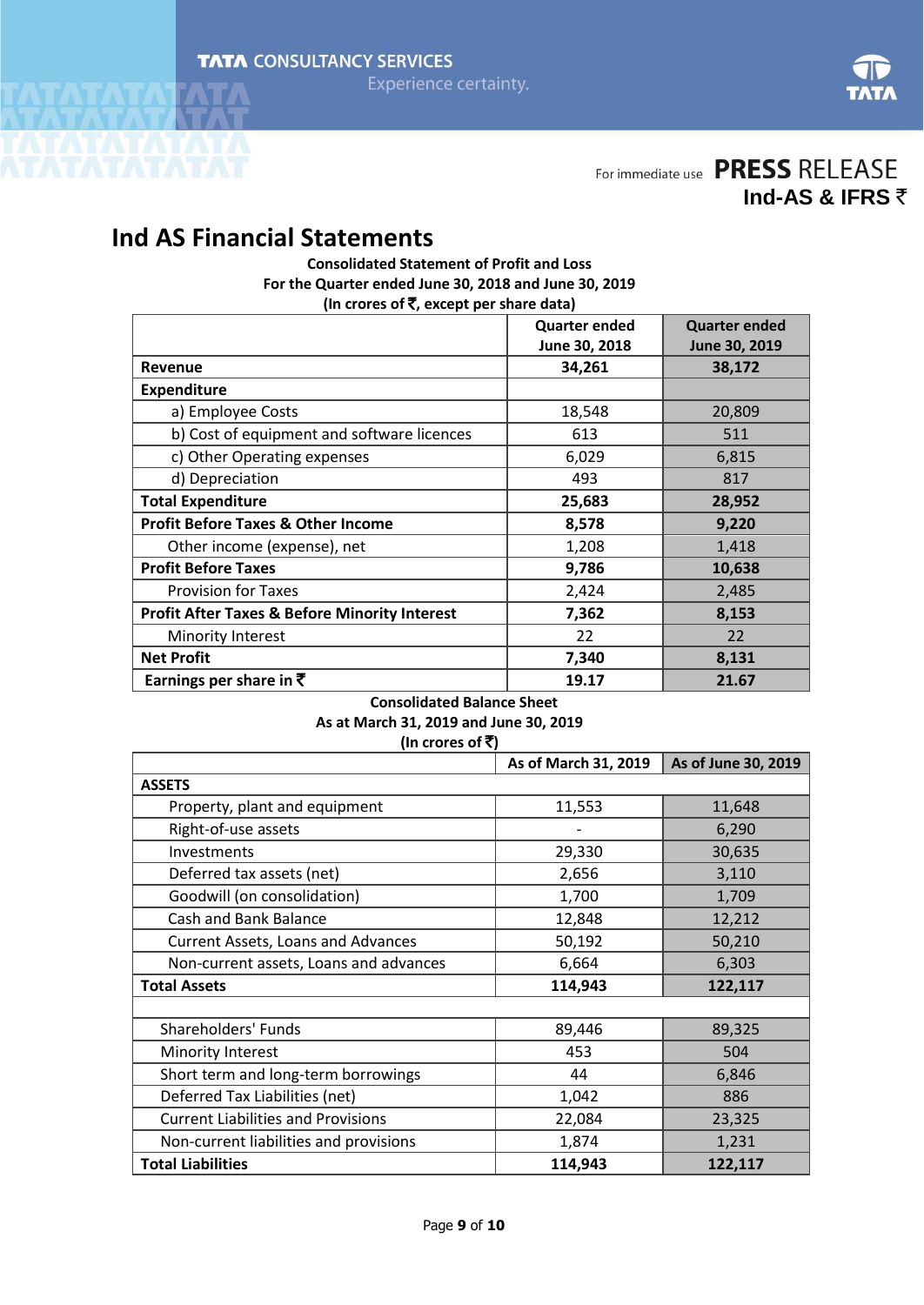TATA CONSULTANCY SERVICES
Experience certainty.

For immediate use **PRESS RELEASE**
**Ind-AS & IFRS ₹**

# Ind AS Financial Statements

**Consolidated Statement of Profit and Loss**
**For the Quarter ended June 30, 2018 and June 30, 2019**
**(In crores of ₹, except per share data)**

| | Quarter ended June 30, 2018 | Quarter ended June 30, 2019 |
|---|---|---|
| **Revenue** | **34,261** | **38,172** |
| **Expenditure** | | |
| a) Employee Costs | 18,548 | 20,809 |
| b) Cost of equipment and software licences | 613 | 511 |
| c) Other Operating expenses | 6,029 | 6,815 |
| d) Depreciation | 493 | 817 |
| **Total Expenditure** | **25,683** | **28,952** |
| **Profit Before Taxes & Other Income** | **8,578** | **9,220** |
| Other income (expense), net | 1,208 | 1,418 |
| **Profit Before Taxes** | **9,786** | **10,638** |
| Provision for Taxes | 2,424 | 2,485 |
| **Profit After Taxes & Before Minority Interest** | **7,362** | **8,153** |
| Minority Interest | 22 | 22 |
| **Net Profit** | **7,340** | **8,131** |
| **Earnings per share in ₹** | **19.17** | **21.67** |

**Consolidated Balance Sheet**
**As at March 31, 2019 and June 30, 2019**
**(In crores of ₹)**

| | As of March 31, 2019 | As of June 30, 2019 |
|---|---|---|
| **ASSETS** | | |
| Property, plant and equipment | 11,553 | 11,648 |
| Right-of-use assets | - | 6,290 |
| Investments | 29,330 | 30,635 |
| Deferred tax assets (net) | 2,656 | 3,110 |
| Goodwill (on consolidation) | 1,700 | 1,709 |
| Cash and Bank Balance | 12,848 | 12,212 |
| Current Assets, Loans and Advances | 50,192 | 50,210 |
| Non-current assets, Loans and advances | 6,664 | 6,303 |
| **Total Assets** | **114,943** | **122,117** |
| | | |
| Shareholders' Funds | 89,446 | 89,325 |
| Minority Interest | 453 | 504 |
| Short term and long-term borrowings | 44 | 6,846 |
| Deferred Tax Liabilities (net) | 1,042 | 886 |
| Current Liabilities and Provisions | 22,084 | 23,325 |
| Non-current liabilities and provisions | 1,874 | 1,231 |
| **Total Liabilities** | **114,943** | **122,117** |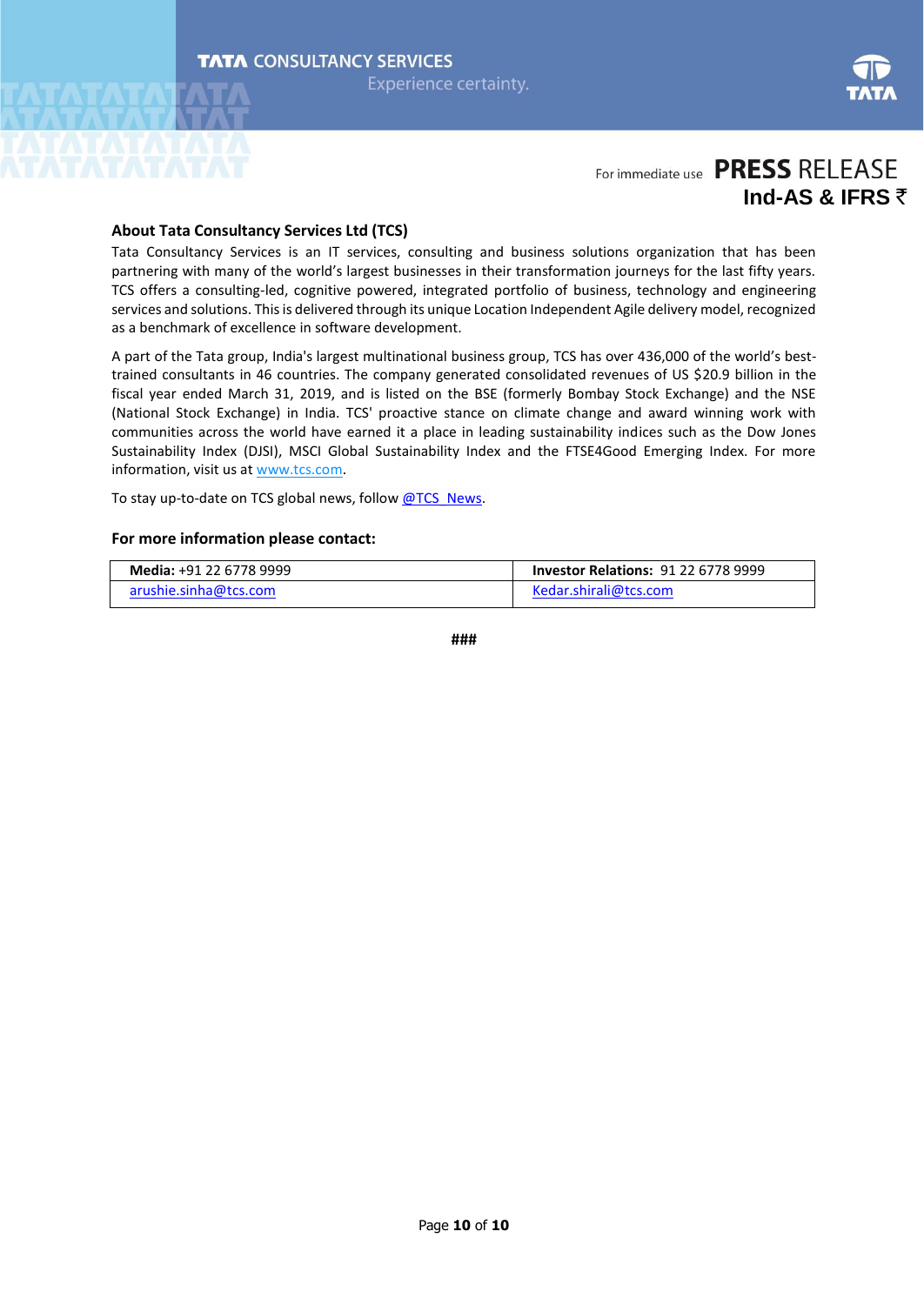## About Tata Consultancy Services Ltd (TCS)

Tata Consultancy Services is an IT services, consulting and business solutions organization that has been partnering with many of the world's largest businesses in their transformation journeys for the last fifty years. TCS offers a consulting-led, cognitive powered, integrated portfolio of business, technology and engineering services and solutions. This is delivered through its unique Location Independent Agile delivery model, recognized as a benchmark of excellence in software development.

A part of the Tata group, India's largest multinational business group, TCS has over 436,000 of the world's best-trained consultants in 46 countries. The company generated consolidated revenues of US $20.9 billion in the fiscal year ended March 31, 2019, and is listed on the BSE (formerly Bombay Stock Exchange) and the NSE (National Stock Exchange) in India. TCS' proactive stance on climate change and award winning work with communities across the world have earned it a place in leading sustainability indices such as the Dow Jones Sustainability Index (DJSI), MSCI Global Sustainability Index and the FTSE4Good Emerging Index. For more information, visit us at www.tcs.com.

To stay up-to-date on TCS global news, follow @TCS_News.

### For more information please contact:

| | |
|---|---|
| **Media:** +91 22 6778 9999 | **Investor Relations:** 91 22 6778 9999 |
| arushie.sinha@tcs.com | Kedar.shirali@tcs.com |

###